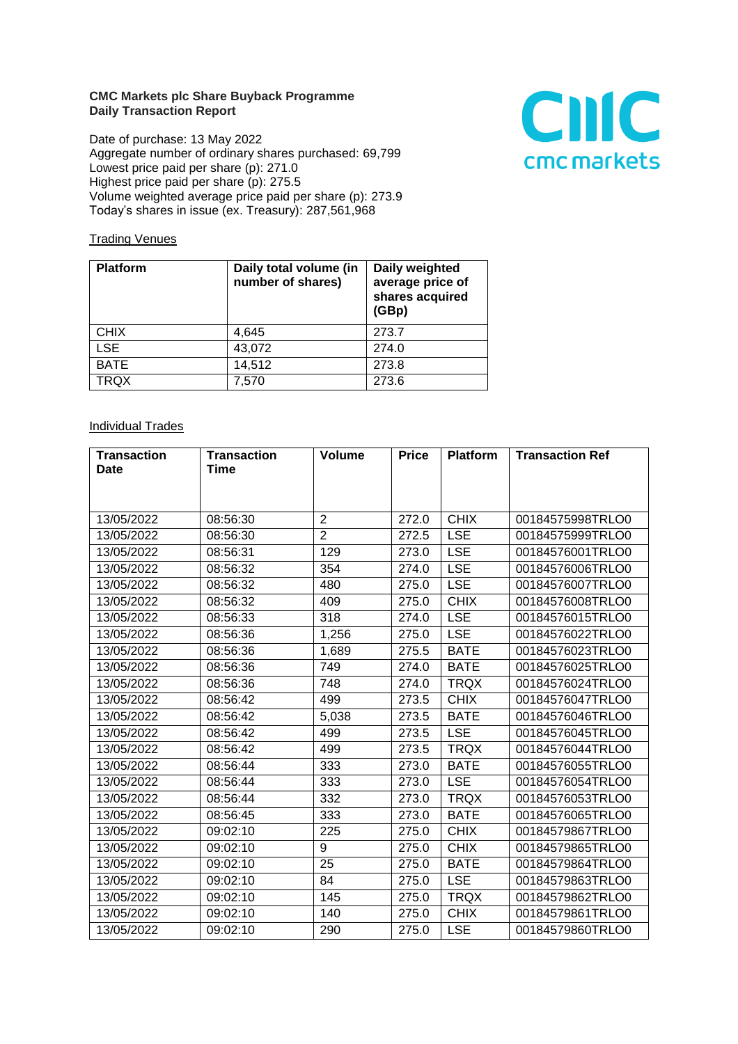**CMC Markets plc Share Buyback Programme**
**Daily Transaction Report**

Date of purchase: 13 May 2022
Aggregate number of ordinary shares purchased: 69,799
Lowest price paid per share (p): 271.0
Highest price paid per share (p): 275.5
Volume weighted average price paid per share (p): 273.9
Today's shares in issue (ex. Treasury): 287,561,968

Trading Venues

| Platform | Daily total volume (in number of shares) | Daily weighted average price of shares acquired (GBp) |
|---|---|---|
| CHIX | 4,645 | 273.7 |
| LSE | 43,072 | 274.0 |
| BATE | 14,512 | 273.8 |
| TRQX | 7,570 | 273.6 |

Individual Trades

| Transaction Date | Transaction Time | Volume | Price | Platform | Transaction Ref |
|---|---|---|---|---|---|
| 13/05/2022 | 08:56:30 | 2 | 272.0 | CHIX | 00184575998TRLO0 |
| 13/05/2022 | 08:56:30 | 2 | 272.5 | LSE | 00184575999TRLO0 |
| 13/05/2022 | 08:56:31 | 129 | 273.0 | LSE | 00184576001TRLO0 |
| 13/05/2022 | 08:56:32 | 354 | 274.0 | LSE | 00184576006TRLO0 |
| 13/05/2022 | 08:56:32 | 480 | 275.0 | LSE | 00184576007TRLO0 |
| 13/05/2022 | 08:56:32 | 409 | 275.0 | CHIX | 00184576008TRLO0 |
| 13/05/2022 | 08:56:33 | 318 | 274.0 | LSE | 00184576015TRLO0 |
| 13/05/2022 | 08:56:36 | 1,256 | 275.0 | LSE | 00184576022TRLO0 |
| 13/05/2022 | 08:56:36 | 1,689 | 275.5 | BATE | 00184576023TRLO0 |
| 13/05/2022 | 08:56:36 | 749 | 274.0 | BATE | 00184576025TRLO0 |
| 13/05/2022 | 08:56:36 | 748 | 274.0 | TRQX | 00184576024TRLO0 |
| 13/05/2022 | 08:56:42 | 499 | 273.5 | CHIX | 00184576047TRLO0 |
| 13/05/2022 | 08:56:42 | 5,038 | 273.5 | BATE | 00184576046TRLO0 |
| 13/05/2022 | 08:56:42 | 499 | 273.5 | LSE | 00184576045TRLO0 |
| 13/05/2022 | 08:56:42 | 499 | 273.5 | TRQX | 00184576044TRLO0 |
| 13/05/2022 | 08:56:44 | 333 | 273.0 | BATE | 00184576055TRLO0 |
| 13/05/2022 | 08:56:44 | 333 | 273.0 | LSE | 00184576054TRLO0 |
| 13/05/2022 | 08:56:44 | 332 | 273.0 | TRQX | 00184576053TRLO0 |
| 13/05/2022 | 08:56:45 | 333 | 273.0 | BATE | 00184576065TRLO0 |
| 13/05/2022 | 09:02:10 | 225 | 275.0 | CHIX | 00184579867TRLO0 |
| 13/05/2022 | 09:02:10 | 9 | 275.0 | CHIX | 00184579865TRLO0 |
| 13/05/2022 | 09:02:10 | 25 | 275.0 | BATE | 00184579864TRLO0 |
| 13/05/2022 | 09:02:10 | 84 | 275.0 | LSE | 00184579863TRLO0 |
| 13/05/2022 | 09:02:10 | 145 | 275.0 | TRQX | 00184579862TRLO0 |
| 13/05/2022 | 09:02:10 | 140 | 275.0 | CHIX | 00184579861TRLO0 |
| 13/05/2022 | 09:02:10 | 290 | 275.0 | LSE | 00184579860TRLO0 |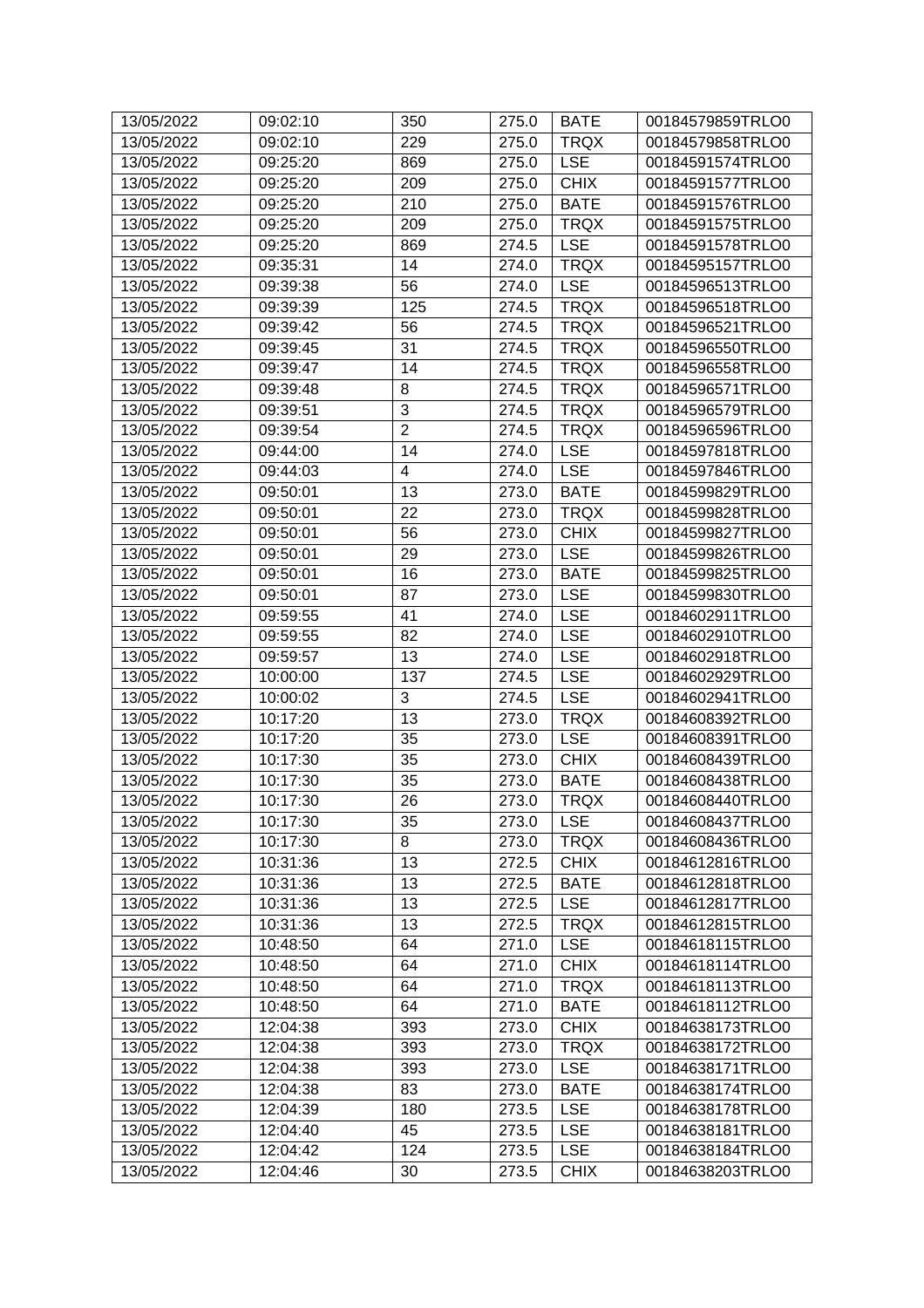| 13/05/2022 | 09:02:10 | 350 | 275.0 | BATE | 00184579859TRLO0 |
|---|---|---|---|---|---|
| 13/05/2022 | 09:02:10 | 229 | 275.0 | TRQX | 00184579858TRLO0 |
| 13/05/2022 | 09:25:20 | 869 | 275.0 | LSE | 00184591574TRLO0 |
| 13/05/2022 | 09:25:20 | 209 | 275.0 | CHIX | 00184591577TRLO0 |
| 13/05/2022 | 09:25:20 | 210 | 275.0 | BATE | 00184591576TRLO0 |
| 13/05/2022 | 09:25:20 | 209 | 275.0 | TRQX | 00184591575TRLO0 |
| 13/05/2022 | 09:25:20 | 869 | 274.5 | LSE | 00184591578TRLO0 |
| 13/05/2022 | 09:35:31 | 14 | 274.0 | TRQX | 00184595157TRLO0 |
| 13/05/2022 | 09:39:38 | 56 | 274.0 | LSE | 00184596513TRLO0 |
| 13/05/2022 | 09:39:39 | 125 | 274.5 | TRQX | 00184596518TRLO0 |
| 13/05/2022 | 09:39:42 | 56 | 274.5 | TRQX | 00184596521TRLO0 |
| 13/05/2022 | 09:39:45 | 31 | 274.5 | TRQX | 00184596550TRLO0 |
| 13/05/2022 | 09:39:47 | 14 | 274.5 | TRQX | 00184596558TRLO0 |
| 13/05/2022 | 09:39:48 | 8 | 274.5 | TRQX | 00184596571TRLO0 |
| 13/05/2022 | 09:39:51 | 3 | 274.5 | TRQX | 00184596579TRLO0 |
| 13/05/2022 | 09:39:54 | 2 | 274.5 | TRQX | 00184596596TRLO0 |
| 13/05/2022 | 09:44:00 | 14 | 274.0 | LSE | 00184597818TRLO0 |
| 13/05/2022 | 09:44:03 | 4 | 274.0 | LSE | 00184597846TRLO0 |
| 13/05/2022 | 09:50:01 | 13 | 273.0 | BATE | 00184599829TRLO0 |
| 13/05/2022 | 09:50:01 | 22 | 273.0 | TRQX | 00184599828TRLO0 |
| 13/05/2022 | 09:50:01 | 56 | 273.0 | CHIX | 00184599827TRLO0 |
| 13/05/2022 | 09:50:01 | 29 | 273.0 | LSE | 00184599826TRLO0 |
| 13/05/2022 | 09:50:01 | 16 | 273.0 | BATE | 00184599825TRLO0 |
| 13/05/2022 | 09:50:01 | 87 | 273.0 | LSE | 00184599830TRLO0 |
| 13/05/2022 | 09:59:55 | 41 | 274.0 | LSE | 00184602911TRLO0 |
| 13/05/2022 | 09:59:55 | 82 | 274.0 | LSE | 00184602910TRLO0 |
| 13/05/2022 | 09:59:57 | 13 | 274.0 | LSE | 00184602918TRLO0 |
| 13/05/2022 | 10:00:00 | 137 | 274.5 | LSE | 00184602929TRLO0 |
| 13/05/2022 | 10:00:02 | 3 | 274.5 | LSE | 00184602941TRLO0 |
| 13/05/2022 | 10:17:20 | 13 | 273.0 | TRQX | 00184608392TRLO0 |
| 13/05/2022 | 10:17:20 | 35 | 273.0 | LSE | 00184608391TRLO0 |
| 13/05/2022 | 10:17:30 | 35 | 273.0 | CHIX | 00184608439TRLO0 |
| 13/05/2022 | 10:17:30 | 35 | 273.0 | BATE | 00184608438TRLO0 |
| 13/05/2022 | 10:17:30 | 26 | 273.0 | TRQX | 00184608440TRLO0 |
| 13/05/2022 | 10:17:30 | 35 | 273.0 | LSE | 00184608437TRLO0 |
| 13/05/2022 | 10:17:30 | 8 | 273.0 | TRQX | 00184608436TRLO0 |
| 13/05/2022 | 10:31:36 | 13 | 272.5 | CHIX | 00184612816TRLO0 |
| 13/05/2022 | 10:31:36 | 13 | 272.5 | BATE | 00184612818TRLO0 |
| 13/05/2022 | 10:31:36 | 13 | 272.5 | LSE | 00184612817TRLO0 |
| 13/05/2022 | 10:31:36 | 13 | 272.5 | TRQX | 00184612815TRLO0 |
| 13/05/2022 | 10:48:50 | 64 | 271.0 | LSE | 00184618115TRLO0 |
| 13/05/2022 | 10:48:50 | 64 | 271.0 | CHIX | 00184618114TRLO0 |
| 13/05/2022 | 10:48:50 | 64 | 271.0 | TRQX | 00184618113TRLO0 |
| 13/05/2022 | 10:48:50 | 64 | 271.0 | BATE | 00184618112TRLO0 |
| 13/05/2022 | 12:04:38 | 393 | 273.0 | CHIX | 00184638173TRLO0 |
| 13/05/2022 | 12:04:38 | 393 | 273.0 | TRQX | 00184638172TRLO0 |
| 13/05/2022 | 12:04:38 | 393 | 273.0 | LSE | 00184638171TRLO0 |
| 13/05/2022 | 12:04:38 | 83 | 273.0 | BATE | 00184638174TRLO0 |
| 13/05/2022 | 12:04:39 | 180 | 273.5 | LSE | 00184638178TRLO0 |
| 13/05/2022 | 12:04:40 | 45 | 273.5 | LSE | 00184638181TRLO0 |
| 13/05/2022 | 12:04:42 | 124 | 273.5 | LSE | 00184638184TRLO0 |
| 13/05/2022 | 12:04:46 | 30 | 273.5 | CHIX | 00184638203TRLO0 |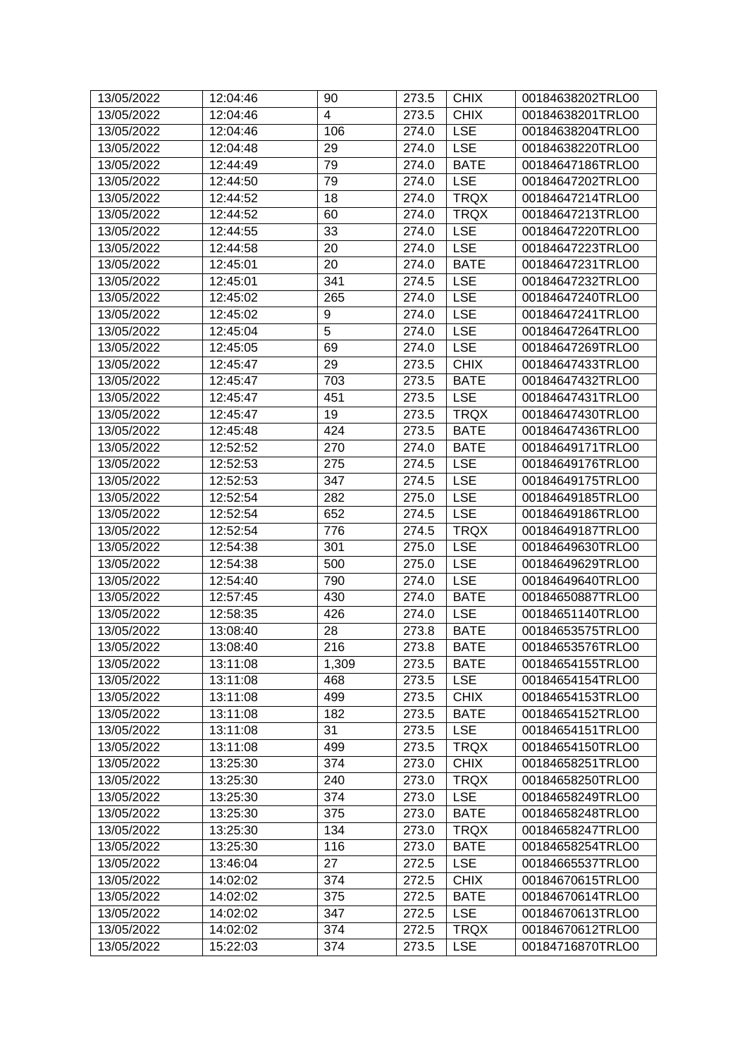| 13/05/2022 | 12:04:46 | 90 | 273.5 | CHIX | 00184638202TRLO0 |
|---|---|---|---|---|---|
| 13/05/2022 | 12:04:46 | 4 | 273.5 | CHIX | 00184638201TRLO0 |
| 13/05/2022 | 12:04:46 | 106 | 274.0 | LSE | 00184638204TRLO0 |
| 13/05/2022 | 12:04:48 | 29 | 274.0 | LSE | 00184638220TRLO0 |
| 13/05/2022 | 12:44:49 | 79 | 274.0 | BATE | 00184647186TRLO0 |
| 13/05/2022 | 12:44:50 | 79 | 274.0 | LSE | 00184647202TRLO0 |
| 13/05/2022 | 12:44:52 | 18 | 274.0 | TRQX | 00184647214TRLO0 |
| 13/05/2022 | 12:44:52 | 60 | 274.0 | TRQX | 00184647213TRLO0 |
| 13/05/2022 | 12:44:55 | 33 | 274.0 | LSE | 00184647220TRLO0 |
| 13/05/2022 | 12:44:58 | 20 | 274.0 | LSE | 00184647223TRLO0 |
| 13/05/2022 | 12:45:01 | 20 | 274.0 | BATE | 00184647231TRLO0 |
| 13/05/2022 | 12:45:01 | 341 | 274.5 | LSE | 00184647232TRLO0 |
| 13/05/2022 | 12:45:02 | 265 | 274.0 | LSE | 00184647240TRLO0 |
| 13/05/2022 | 12:45:02 | 9 | 274.0 | LSE | 00184647241TRLO0 |
| 13/05/2022 | 12:45:04 | 5 | 274.0 | LSE | 00184647264TRLO0 |
| 13/05/2022 | 12:45:05 | 69 | 274.0 | LSE | 00184647269TRLO0 |
| 13/05/2022 | 12:45:47 | 29 | 273.5 | CHIX | 00184647433TRLO0 |
| 13/05/2022 | 12:45:47 | 703 | 273.5 | BATE | 00184647432TRLO0 |
| 13/05/2022 | 12:45:47 | 451 | 273.5 | LSE | 00184647431TRLO0 |
| 13/05/2022 | 12:45:47 | 19 | 273.5 | TRQX | 00184647430TRLO0 |
| 13/05/2022 | 12:45:48 | 424 | 273.5 | BATE | 00184647436TRLO0 |
| 13/05/2022 | 12:52:52 | 270 | 274.0 | BATE | 00184649171TRLO0 |
| 13/05/2022 | 12:52:53 | 275 | 274.5 | LSE | 00184649176TRLO0 |
| 13/05/2022 | 12:52:53 | 347 | 274.5 | LSE | 00184649175TRLO0 |
| 13/05/2022 | 12:52:54 | 282 | 275.0 | LSE | 00184649185TRLO0 |
| 13/05/2022 | 12:52:54 | 652 | 274.5 | LSE | 00184649186TRLO0 |
| 13/05/2022 | 12:52:54 | 776 | 274.5 | TRQX | 00184649187TRLO0 |
| 13/05/2022 | 12:54:38 | 301 | 275.0 | LSE | 00184649630TRLO0 |
| 13/05/2022 | 12:54:38 | 500 | 275.0 | LSE | 00184649629TRLO0 |
| 13/05/2022 | 12:54:40 | 790 | 274.0 | LSE | 00184649640TRLO0 |
| 13/05/2022 | 12:57:45 | 430 | 274.0 | BATE | 00184650887TRLO0 |
| 13/05/2022 | 12:58:35 | 426 | 274.0 | LSE | 00184651140TRLO0 |
| 13/05/2022 | 13:08:40 | 28 | 273.8 | BATE | 00184653575TRLO0 |
| 13/05/2022 | 13:08:40 | 216 | 273.8 | BATE | 00184653576TRLO0 |
| 13/05/2022 | 13:11:08 | 1,309 | 273.5 | BATE | 00184654155TRLO0 |
| 13/05/2022 | 13:11:08 | 468 | 273.5 | LSE | 00184654154TRLO0 |
| 13/05/2022 | 13:11:08 | 499 | 273.5 | CHIX | 00184654153TRLO0 |
| 13/05/2022 | 13:11:08 | 182 | 273.5 | BATE | 00184654152TRLO0 |
| 13/05/2022 | 13:11:08 | 31 | 273.5 | LSE | 00184654151TRLO0 |
| 13/05/2022 | 13:11:08 | 499 | 273.5 | TRQX | 00184654150TRLO0 |
| 13/05/2022 | 13:25:30 | 374 | 273.0 | CHIX | 00184658251TRLO0 |
| 13/05/2022 | 13:25:30 | 240 | 273.0 | TRQX | 00184658250TRLO0 |
| 13/05/2022 | 13:25:30 | 374 | 273.0 | LSE | 00184658249TRLO0 |
| 13/05/2022 | 13:25:30 | 375 | 273.0 | BATE | 00184658248TRLO0 |
| 13/05/2022 | 13:25:30 | 134 | 273.0 | TRQX | 00184658247TRLO0 |
| 13/05/2022 | 13:25:30 | 116 | 273.0 | BATE | 00184658254TRLO0 |
| 13/05/2022 | 13:46:04 | 27 | 272.5 | LSE | 00184665537TRLO0 |
| 13/05/2022 | 14:02:02 | 374 | 272.5 | CHIX | 00184670615TRLO0 |
| 13/05/2022 | 14:02:02 | 375 | 272.5 | BATE | 00184670614TRLO0 |
| 13/05/2022 | 14:02:02 | 347 | 272.5 | LSE | 00184670613TRLO0 |
| 13/05/2022 | 14:02:02 | 374 | 272.5 | TRQX | 00184670612TRLO0 |
| 13/05/2022 | 15:22:03 | 374 | 273.5 | LSE | 00184716870TRLO0 |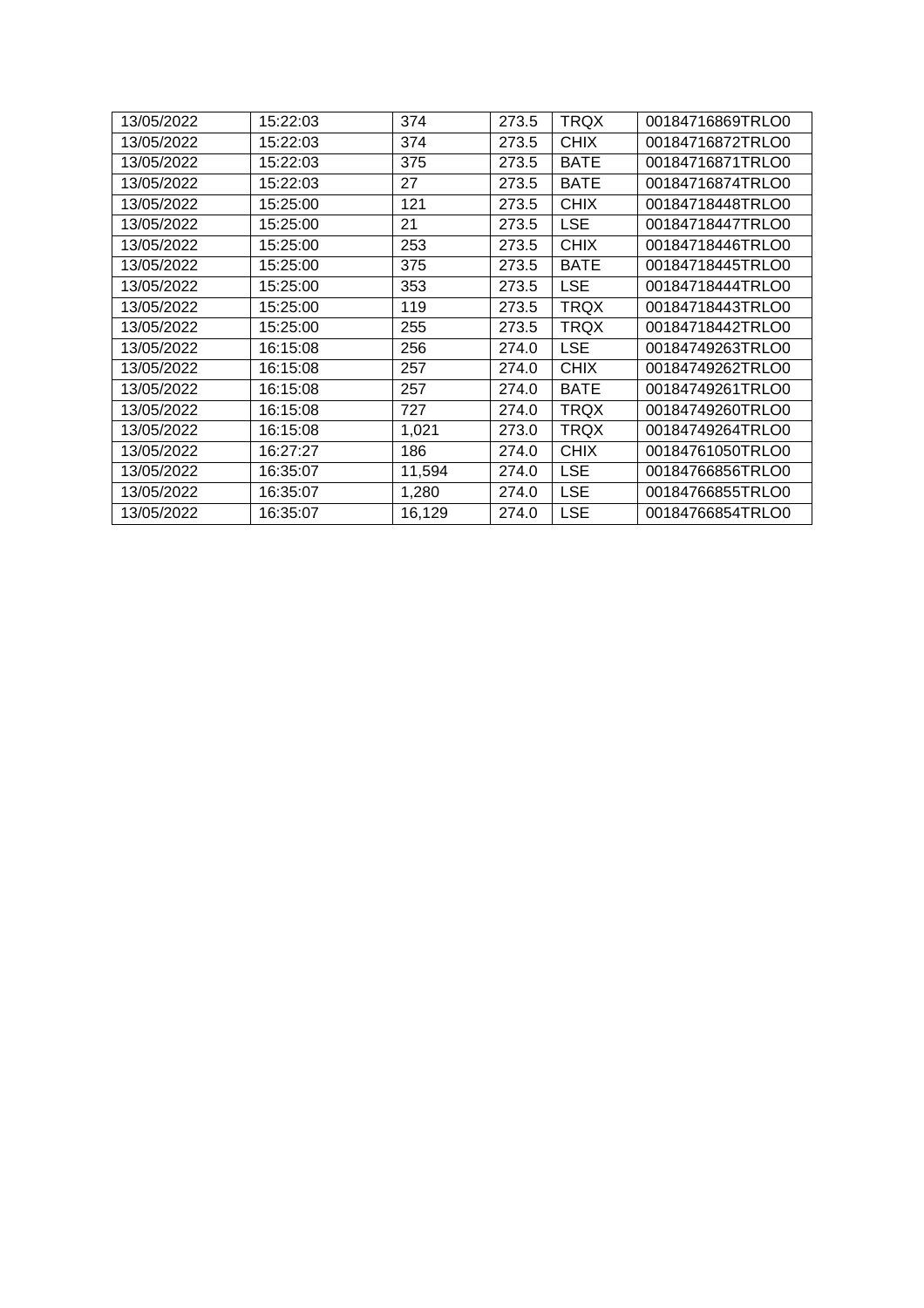| | | | | | |
|---|---|---|---|---|---|
| 13/05/2022 | 15:22:03 | 374 | 273.5 | TRQX | 00184716869TRLO0 |
| 13/05/2022 | 15:22:03 | 374 | 273.5 | CHIX | 00184716872TRLO0 |
| 13/05/2022 | 15:22:03 | 375 | 273.5 | BATE | 00184716871TRLO0 |
| 13/05/2022 | 15:22:03 | 27 | 273.5 | BATE | 00184716874TRLO0 |
| 13/05/2022 | 15:25:00 | 121 | 273.5 | CHIX | 00184718448TRLO0 |
| 13/05/2022 | 15:25:00 | 21 | 273.5 | LSE | 00184718447TRLO0 |
| 13/05/2022 | 15:25:00 | 253 | 273.5 | CHIX | 00184718446TRLO0 |
| 13/05/2022 | 15:25:00 | 375 | 273.5 | BATE | 00184718445TRLO0 |
| 13/05/2022 | 15:25:00 | 353 | 273.5 | LSE | 00184718444TRLO0 |
| 13/05/2022 | 15:25:00 | 119 | 273.5 | TRQX | 00184718443TRLO0 |
| 13/05/2022 | 15:25:00 | 255 | 273.5 | TRQX | 00184718442TRLO0 |
| 13/05/2022 | 16:15:08 | 256 | 274.0 | LSE | 00184749263TRLO0 |
| 13/05/2022 | 16:15:08 | 257 | 274.0 | CHIX | 00184749262TRLO0 |
| 13/05/2022 | 16:15:08 | 257 | 274.0 | BATE | 00184749261TRLO0 |
| 13/05/2022 | 16:15:08 | 727 | 274.0 | TRQX | 00184749260TRLO0 |
| 13/05/2022 | 16:15:08 | 1,021 | 273.0 | TRQX | 00184749264TRLO0 |
| 13/05/2022 | 16:27:27 | 186 | 274.0 | CHIX | 00184761050TRLO0 |
| 13/05/2022 | 16:35:07 | 11,594 | 274.0 | LSE | 00184766856TRLO0 |
| 13/05/2022 | 16:35:07 | 1,280 | 274.0 | LSE | 00184766855TRLO0 |
| 13/05/2022 | 16:35:07 | 16,129 | 274.0 | LSE | 00184766854TRLO0 |